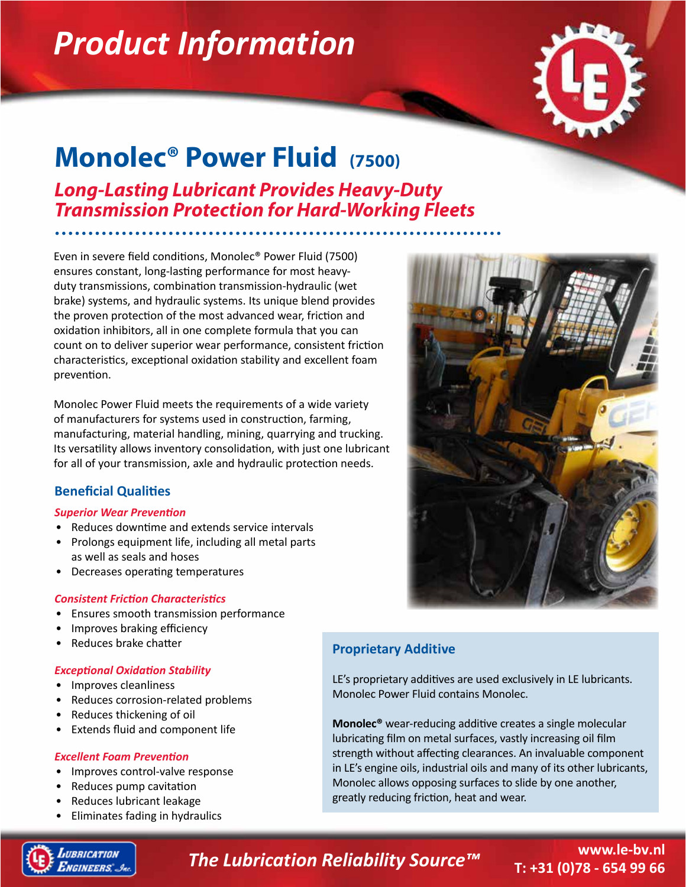# Product Information

## Monolec® Power Fluid (7500)

### *Long-Lasting Lubricant Provides Heavy-Duty Transmission Protection for Hard-Working Fleets*

Even in severe field conditions, Monolec® Power Fluid (7500) ensures constant, long-lasting performance for most heavy-duty transmissions, combination transmission-hydraulic (wet brake) systems, and hydraulic systems. Its unique blend provides the proven protection of the most advanced wear, friction and oxidation inhibitors, all in one complete formula that you can count on to deliver superior wear performance, consistent friction characteristics, exceptional oxidation stability and excellent foam prevention.

Monolec Power Fluid meets the requirements of a wide variety of manufacturers for systems used in construction, farming, manufacturing, material handling, mining, quarrying and trucking. Its versatility allows inventory consolidation, with just one lubricant for all of your transmission, axle and hydraulic protection needs.

### Beneficial Qualities

*Superior Wear Prevention*

- Reduces downtime and extends service intervals
- Prolongs equipment life, including all metal parts as well as seals and hoses
- Decreases operating temperatures

*Consistent Friction Characteristics*

- Ensures smooth transmission performance
- Improves braking efficiency
- Reduces brake chatter

*Exceptional Oxidation Stability*

- Improves cleanliness
- Reduces corrosion-related problems
- Reduces thickening of oil
- Extends fluid and component life

*Excellent Foam Prevention*

- Improves control-valve response
- Reduces pump cavitation
- Reduces lubricant leakage
- Eliminates fading in hydraulics

### Proprietary Additive

LE's proprietary additives are used exclusively in LE lubricants. Monolec Power Fluid contains Monolec.

**Monolec®** wear-reducing additive creates a single molecular lubricating film on metal surfaces, vastly increasing oil film strength without affecting clearances. An invaluable component in LE's engine oils, industrial oils and many of its other lubricants, Monolec allows opposing surfaces to slide by one another, greatly reducing friction, heat and wear.

*The Lubrication Reliability Source™*

www.le-bv.nl
T: +31 (0)78 - 654 99 66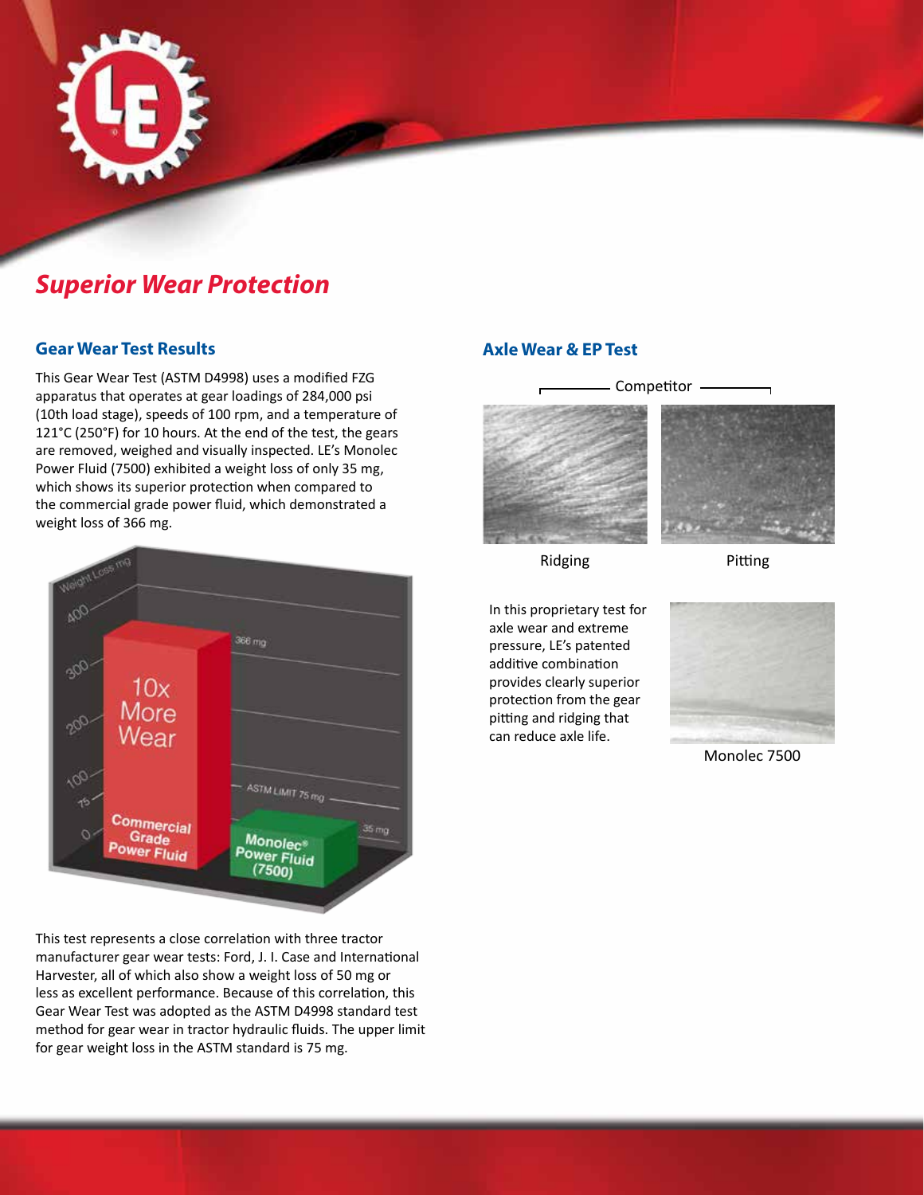## *Superior Wear Protection*

### Gear Wear Test Results

This Gear Wear Test (ASTM D4998) uses a modified FZG apparatus that operates at gear loadings of 284,000 psi (10th load stage), speeds of 100 rpm, and a temperature of 121°C (250°F) for 10 hours. At the end of the test, the gears are removed, weighed and visually inspected. LE's Monolec Power Fluid (7500) exhibited a weight loss of only 35 mg, which shows its superior protection when compared to the commercial grade power fluid, which demonstrated a weight loss of 366 mg.

This test represents a close correlation with three tractor manufacturer gear wear tests: Ford, J. I. Case and International Harvester, all of which also show a weight loss of 50 mg or less as excellent performance. Because of this correlation, this Gear Wear Test was adopted as the ASTM D4998 standard test method for gear wear in tractor hydraulic fluids. The upper limit for gear weight loss in the ASTM standard is 75 mg.

### Axle Wear & EP Test

Competitor

Ridging

Pitting

In this proprietary test for axle wear and extreme pressure, LE's patented additive combination provides clearly superior protection from the gear pitting and ridging that can reduce axle life.

Monolec 7500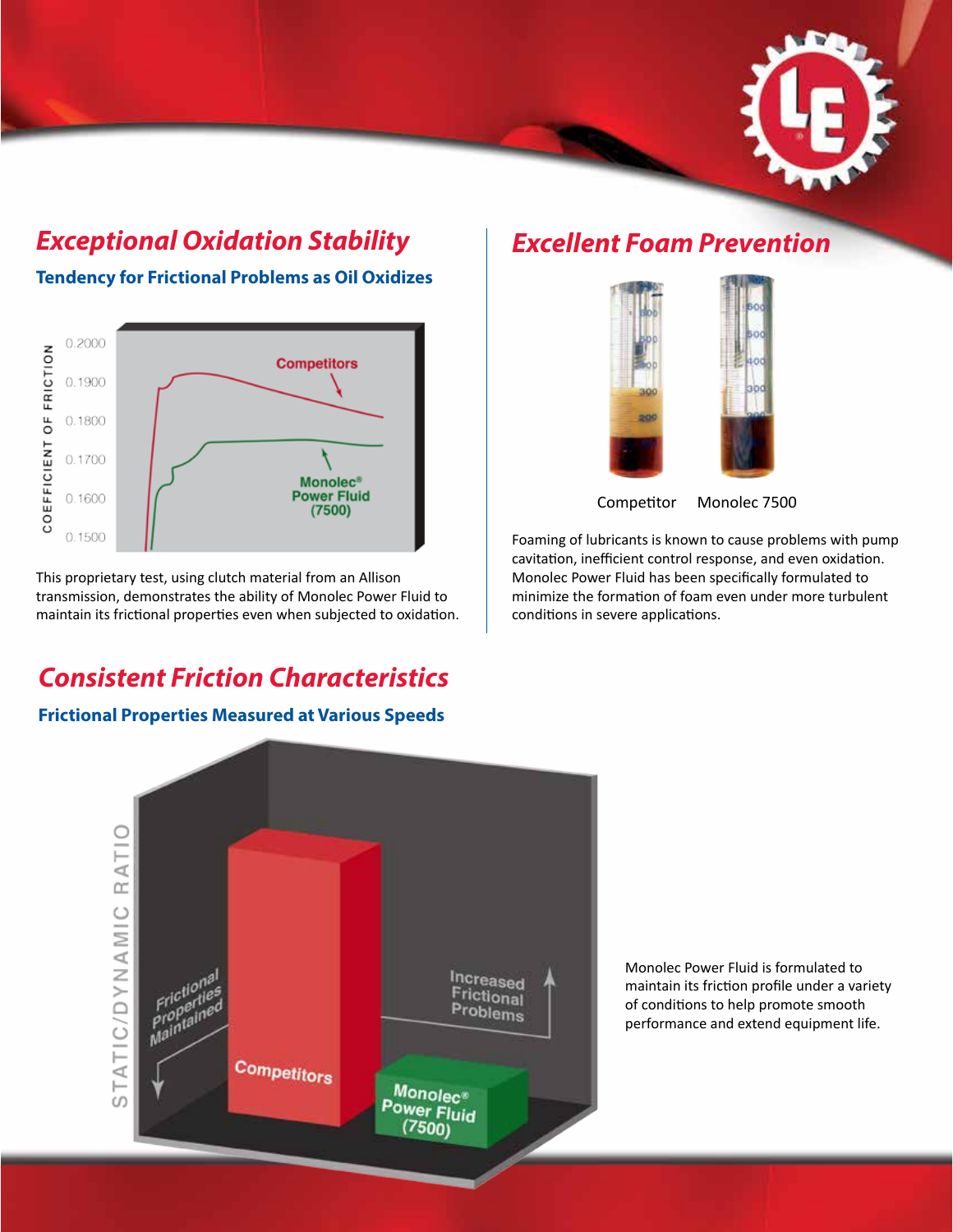## *Exceptional Oxidation Stability*

### Tendency for Frictional Problems as Oil Oxidizes

COEFFICIENT OF FRICTION

0.2000
0.1900
0.1800
0.1700
0.1600
0.1500

Competitors

Monolec® Power Fluid (7500)

This proprietary test, using clutch material from an Allison transmission, demonstrates the ability of Monolec Power Fluid to maintain its frictional properties even when subjected to oxidation.

## *Excellent Foam Prevention*

Competitor    Monolec 7500

Foaming of lubricants is known to cause problems with pump cavitation, inefficient control response, and even oxidation. Monolec Power Fluid has been specifically formulated to minimize the formation of foam even under more turbulent conditions in severe applications.

## *Consistent Friction Characteristics*

### Frictional Properties Measured at Various Speeds

STATIC/DYNAMIC RATIO

Frictional Properties Maintained

Increased Frictional Problems

Competitors

Monolec® Power Fluid (7500)

Monolec Power Fluid is formulated to maintain its friction profile under a variety of conditions to help promote smooth performance and extend equipment life.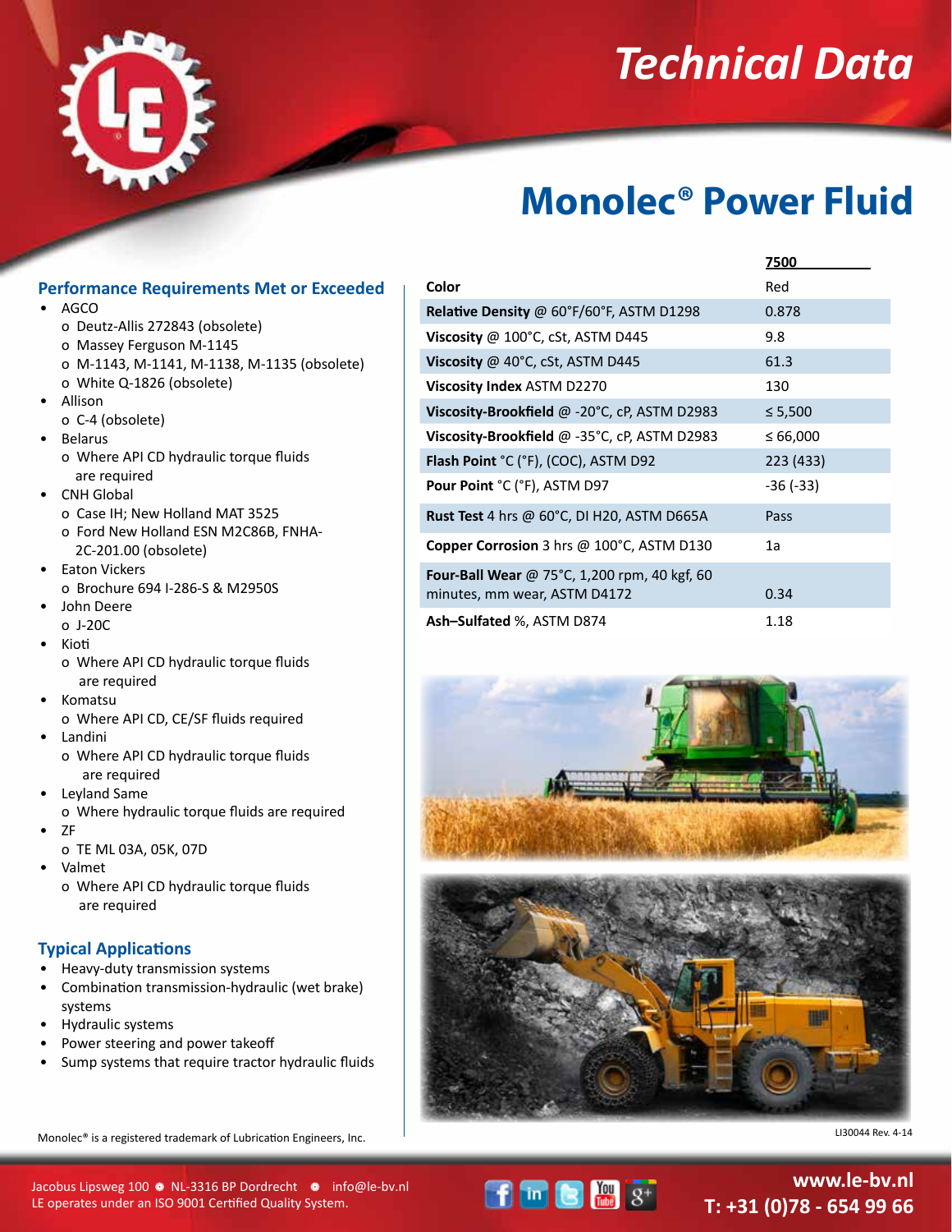# Technical Data

# Monolec® Power Fluid

## Performance Requirements Met or Exceeded

- AGCO
  - Deutz-Allis 272843 (obsolete)
  - Massey Ferguson M-1145
  - M-1143, M-1141, M-1138, M-1135 (obsolete)
  - White Q-1826 (obsolete)
- Allison
  - C-4 (obsolete)
- Belarus
  - Where API CD hydraulic torque fluids are required
- CNH Global
  - Case IH; New Holland MAT 3525
  - Ford New Holland ESN M2C86B, FNHA-2C-201.00 (obsolete)
- Eaton Vickers
  - Brochure 694 I-286-S & M2950S
- John Deere
  - J-20C
- Kioti
  - Where API CD hydraulic torque fluids are required
- Komatsu
  - Where API CD, CE/SF fluids required
- Landini
  - Where API CD hydraulic torque fluids are required
- Leyland Same
  - Where hydraulic torque fluids are required
- ZF
  - TE ML 03A, 05K, 07D
- Valmet
  - Where API CD hydraulic torque fluids are required

## Typical Applications

- Heavy-duty transmission systems
- Combination transmission-hydraulic (wet brake) systems
- Hydraulic systems
- Power steering and power takeoff
- Sump systems that require tractor hydraulic fluids

| | 7500 |
|---|---|
| **Color** | Red |
| **Relative Density** @ 60°F/60°F, ASTM D1298 | 0.878 |
| **Viscosity** @ 100°C, cSt, ASTM D445 | 9.8 |
| **Viscosity** @ 40°C, cSt, ASTM D445 | 61.3 |
| **Viscosity Index** ASTM D2270 | 130 |
| **Viscosity-Brookfield** @ -20°C, cP, ASTM D2983 | ≤ 5,500 |
| **Viscosity-Brookfield** @ -35°C, cP, ASTM D2983 | ≤ 66,000 |
| **Flash Point** °C (°F), (COC), ASTM D92 | 223 (433) |
| **Pour Point** °C (°F), ASTM D97 | -36 (-33) |
| **Rust Test** 4 hrs @ 60°C, DI H20, ASTM D665A | Pass |
| **Copper Corrosion** 3 hrs @ 100°C, ASTM D130 | 1a |
| **Four-Ball Wear** @ 75°C, 1,200 rpm, 40 kgf, 60 minutes, mm wear, ASTM D4172 | 0.34 |
| **Ash–Sulfated** %, ASTM D874 | 1.18 |

Monolec® is a registered trademark of Lubrication Engineers, Inc.

LI30044 Rev. 4-14

Jacobus Lipsweg 100 • NL-3316 BP Dordrecht • info@le-bv.nl
LE operates under an ISO 9001 Certified Quality System.

www.le-bv.nl
T: +31 (0)78 - 654 99 66